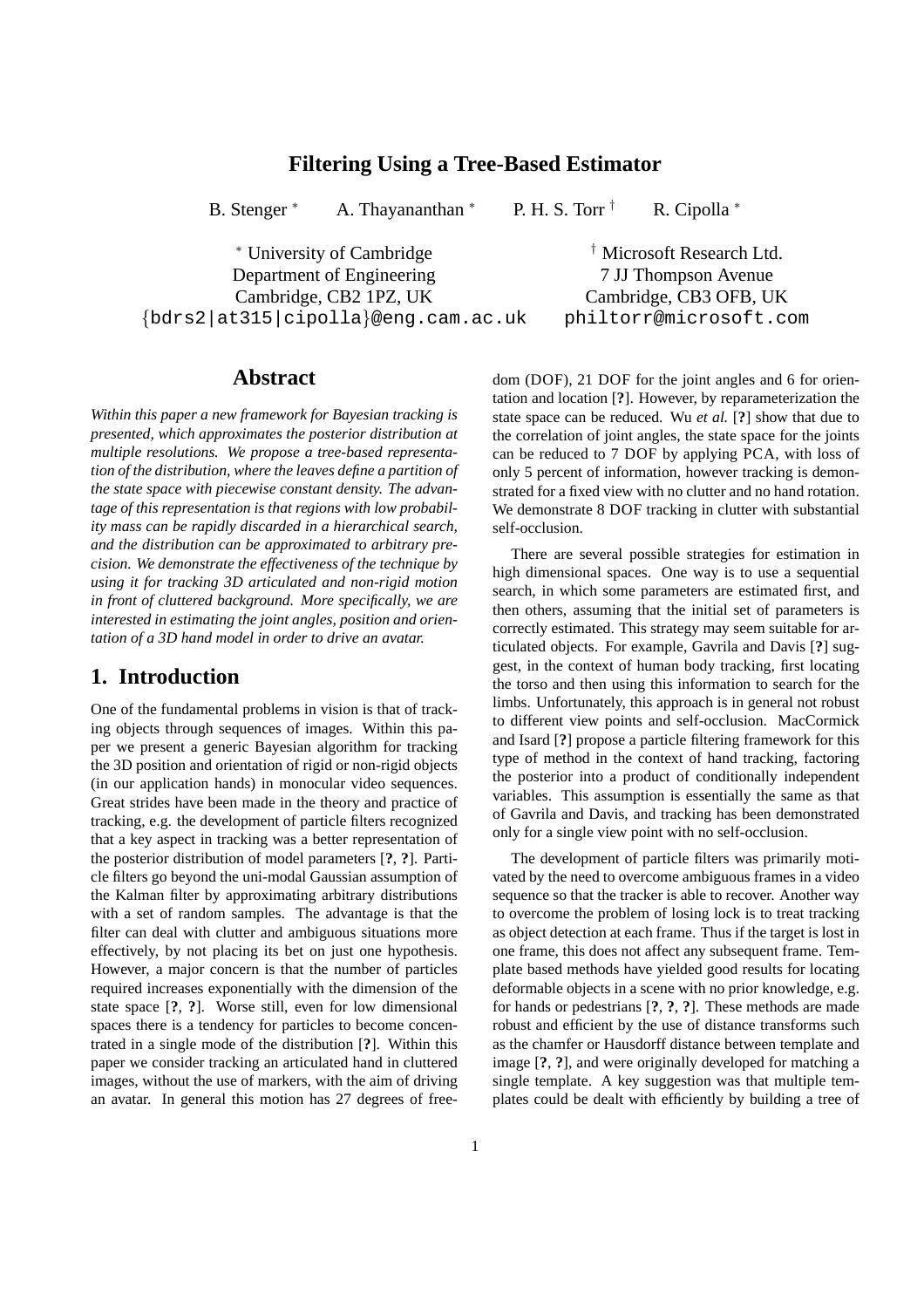# Filtering Using a Tree-Based Estimator

B. Stenger [*] A. Thayananthan [*] P. H. S. Torr [†] R. Cipolla [*]

[*] University of Cambridge
Department of Engineering
Cambridge, CB2 1PZ, UK
{bdrs2|at315|cipolla}@eng.cam.ac.uk

[†] Microsoft Research Ltd.
7 JJ Thompson Avenue
Cambridge, CB3 OFB, UK
philtorr@microsoft.com

## Abstract

*Within this paper a new framework for Bayesian tracking is presented, which approximates the posterior distribution at multiple resolutions. We propose a tree-based representation of the distribution, where the leaves define a partition of the state space with piecewise constant density. The advantage of this representation is that regions with low probability mass can be rapidly discarded in a hierarchical search, and the distribution can be approximated to arbitrary precision. We demonstrate the effectiveness of the technique by using it for tracking 3D articulated and non-rigid motion in front of cluttered background. More specifically, we are interested in estimating the joint angles, position and orientation of a 3D hand model in order to drive an avatar.*

## 1. Introduction

One of the fundamental problems in vision is that of tracking objects through sequences of images. Within this paper we present a generic Bayesian algorithm for tracking the 3D position and orientation of rigid or non-rigid objects (in our application hands) in monocular video sequences. Great strides have been made in the theory and practice of tracking, e.g. the development of particle filters recognized that a key aspect in tracking was a better representation of the posterior distribution of model parameters [**?**, **?**]. Particle filters go beyond the uni-modal Gaussian assumption of the Kalman filter by approximating arbitrary distributions with a set of random samples. The advantage is that the filter can deal with clutter and ambiguous situations more effectively, by not placing its bet on just one hypothesis. However, a major concern is that the number of particles required increases exponentially with the dimension of the state space [**?**, **?**]. Worse still, even for low dimensional spaces there is a tendency for particles to become concentrated in a single mode of the distribution [**?**]. Within this paper we consider tracking an articulated hand in cluttered images, without the use of markers, with the aim of driving an avatar. In general this motion has 27 degrees of freedom (DOF), 21 DOF for the joint angles and 6 for orientation and location [**?**]. However, by reparameterization the state space can be reduced. Wu *et al.* [**?**] show that due to the correlation of joint angles, the state space for the joints can be reduced to 7 DOF by applying PCA, with loss of only 5 percent of information, however tracking is demonstrated for a fixed view with no clutter and no hand rotation. We demonstrate 8 DOF tracking in clutter with substantial self-occlusion.

There are several possible strategies for estimation in high dimensional spaces. One way is to use a sequential search, in which some parameters are estimated first, and then others, assuming that the initial set of parameters is correctly estimated. This strategy may seem suitable for articulated objects. For example, Gavrila and Davis [**?**] suggest, in the context of human body tracking, first locating the torso and then using this information to search for the limbs. Unfortunately, this approach is in general not robust to different view points and self-occlusion. MacCormick and Isard [**?**] propose a particle filtering framework for this type of method in the context of hand tracking, factoring the posterior into a product of conditionally independent variables. This assumption is essentially the same as that of Gavrila and Davis, and tracking has been demonstrated only for a single view point with no self-occlusion.

The development of particle filters was primarily motivated by the need to overcome ambiguous frames in a video sequence so that the tracker is able to recover. Another way to overcome the problem of losing lock is to treat tracking as object detection at each frame. Thus if the target is lost in one frame, this does not affect any subsequent frame. Template based methods have yielded good results for locating deformable objects in a scene with no prior knowledge, e.g. for hands or pedestrians [**?**, **?**, **?**]. These methods are made robust and efficient by the use of distance transforms such as the chamfer or Hausdorff distance between template and image [**?**, **?**], and were originally developed for matching a single template. A key suggestion was that multiple templates could be dealt with efficiently by building a tree of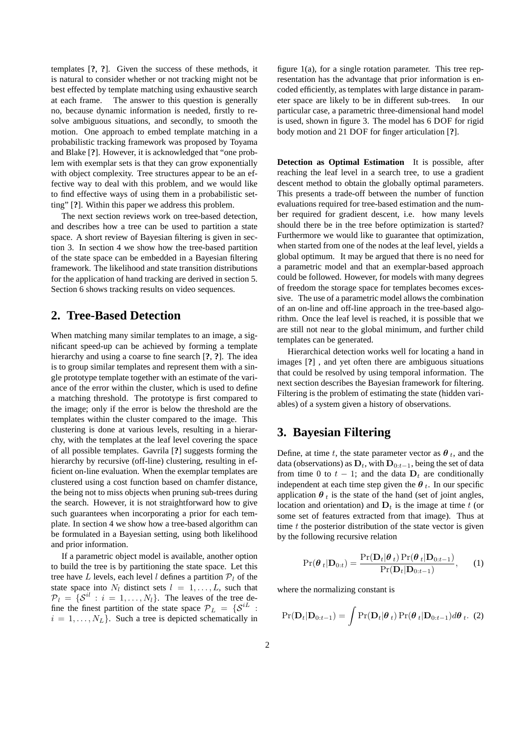templates [?, ?]. Given the success of these methods, it is natural to consider whether or not tracking might not be best effected by template matching using exhaustive search at each frame. The answer to this question is generally no, because dynamic information is needed, firstly to resolve ambiguous situations, and secondly, to smooth the motion. One approach to embed template matching in a probabilistic tracking framework was proposed by Toyama and Blake [?]. However, it is acknowledged that "one problem with exemplar sets is that they can grow exponentially with object complexity. Tree structures appear to be an effective way to deal with this problem, and we would like to find effective ways of using them in a probabilistic setting" [?]. Within this paper we address this problem.

The next section reviews work on tree-based detection, and describes how a tree can be used to partition a state space. A short review of Bayesian filtering is given in section 3. In section 4 we show how the tree-based partition of the state space can be embedded in a Bayesian filtering framework. The likelihood and state transition distributions for the application of hand tracking are derived in section 5. Section 6 shows tracking results on video sequences.

## 2. Tree-Based Detection

When matching many similar templates to an image, a significant speed-up can be achieved by forming a template hierarchy and using a coarse to fine search [?, ?]. The idea is to group similar templates and represent them with a single prototype template together with an estimate of the variance of the error within the cluster, which is used to define a matching threshold. The prototype is first compared to the image; only if the error is below the threshold are the templates within the cluster compared to the image. This clustering is done at various levels, resulting in a hierarchy, with the templates at the leaf level covering the space of all possible templates. Gavrila [?] suggests forming the hierarchy by recursive (off-line) clustering, resulting in efficient on-line evaluation. When the exemplar templates are clustered using a cost function based on chamfer distance, the being not to miss objects when pruning sub-trees during the search. However, it is not straightforward how to give such guarantees when incorporating a prior for each template. In section 4 we show how a tree-based algorithm can be formulated in a Bayesian setting, using both likelihood and prior information.

If a parametric object model is available, another option to build the tree is by partitioning the state space. Let this tree have $L$ levels, each level $l$ defines a partition $\mathcal{P}_l$ of the state space into $N_l$ distinct sets $l = 1, \ldots, L$, such that $\mathcal{P}_l = \{\mathcal{S}^{il} : i = 1, \ldots, N_l\}$. The leaves of the tree define the finest partition of the state space $\mathcal{P}_L = \{\mathcal{S}^{iL} : i = 1, \ldots, N_L\}$. Such a tree is depicted schematically in figure 1(a), for a single rotation parameter. This tree representation has the advantage that prior information is encoded efficiently, as templates with large distance in parameter space are likely to be in different sub-trees. In our particular case, a parametric three-dimensional hand model is used, shown in figure 3. The model has 6 DOF for rigid body motion and 21 DOF for finger articulation [?].

**Detection as Optimal Estimation** It is possible, after reaching the leaf level in a search tree, to use a gradient descent method to obtain the globally optimal parameters. This presents a trade-off between the number of function evaluations required for tree-based estimation and the number required for gradient descent, i.e. how many levels should there be in the tree before optimization is started? Furthermore we would like to guarantee that optimization, when started from one of the nodes at the leaf level, yields a global optimum. It may be argued that there is no need for a parametric model and that an exemplar-based approach could be followed. However, for models with many degrees of freedom the storage space for templates becomes excessive. The use of a parametric model allows the combination of an on-line and off-line approach in the tree-based algorithm. Once the leaf level is reached, it is possible that we are still not near to the global minimum, and further child templates can be generated.

Hierarchical detection works well for locating a hand in images [?] , and yet often there are ambiguous situations that could be resolved by using temporal information. The next section describes the Bayesian framework for filtering. Filtering is the problem of estimating the state (hidden variables) of a system given a history of observations.

## 3. Bayesian Filtering

Define, at time $t$, the state parameter vector as $\boldsymbol{\theta}_t$, and the data (observations) as $\mathbf{D}_t$, with $\mathbf{D}_{0:t-1}$, being the set of data from time 0 to $t-1$; and the data $\mathbf{D}_t$ are conditionally independent at each time step given the $\boldsymbol{\theta}_t$. In our specific application $\boldsymbol{\theta}_t$ is the state of the hand (set of joint angles, location and orientation) and $\mathbf{D}_t$ is the image at time $t$ (or some set of features extracted from that image). Thus at time $t$ the posterior distribution of the state vector is given by the following recursive relation

$$\Pr(\boldsymbol{\theta}_t|\mathbf{D}_{0:t}) = \frac{\Pr(\mathbf{D}_t|\boldsymbol{\theta}_t)\Pr(\boldsymbol{\theta}_t|\mathbf{D}_{0:t-1})}{\Pr(\mathbf{D}_t|\mathbf{D}_{0:t-1})}, \quad (1)$$

where the normalizing constant is

$$\Pr(\mathbf{D}_t|\mathbf{D}_{0:t-1}) = \int \Pr(\mathbf{D}_t|\boldsymbol{\theta}_t)\Pr(\boldsymbol{\theta}_t|\mathbf{D}_{0:t-1})d\boldsymbol{\theta}_t. \quad (2)$$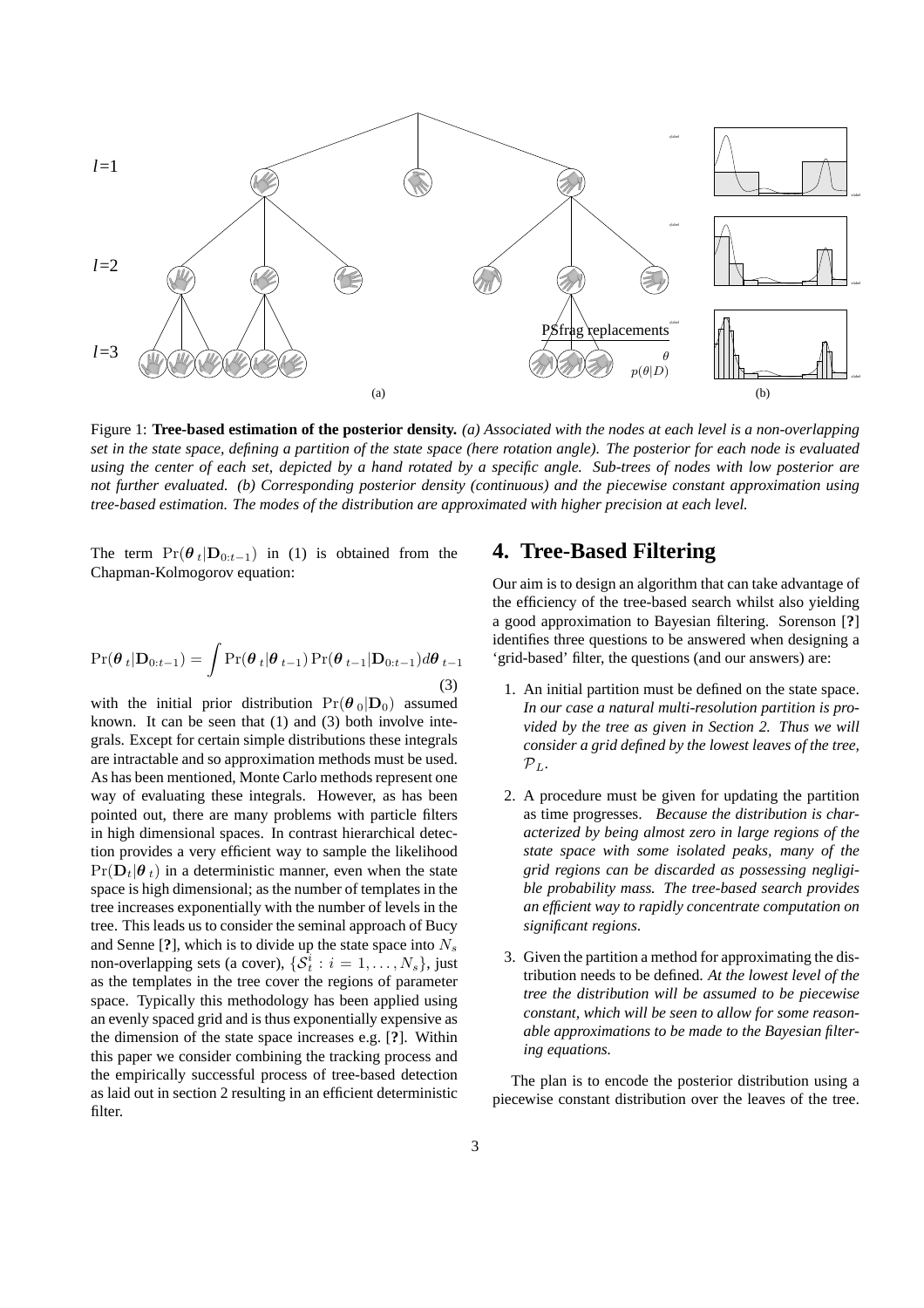Figure 1: **Tree-based estimation of the posterior density.** *(a) Associated with the nodes at each level is a non-overlapping set in the state space, defining a partition of the state space (here rotation angle). The posterior for each node is evaluated using the center of each set, depicted by a hand rotated by a specific angle. Sub-trees of nodes with low posterior are not further evaluated. (b) Corresponding posterior density (continuous) and the piecewise constant approximation using tree-based estimation. The modes of the distribution are approximated with higher precision at each level.*

The term $\Pr(\boldsymbol{\theta}_t|\mathbf{D}_{0:t-1})$ in (1) is obtained from the Chapman-Kolmogorov equation:

$$\Pr(\boldsymbol{\theta}_t|\mathbf{D}_{0:t-1}) = \int \Pr(\boldsymbol{\theta}_t|\boldsymbol{\theta}_{t-1}) \Pr(\boldsymbol{\theta}_{t-1}|\mathbf{D}_{0:t-1}) d\boldsymbol{\theta}_{t-1} \tag{3}$$

with the initial prior distribution $\Pr(\boldsymbol{\theta}_0|\mathbf{D}_0)$ assumed known. It can be seen that (1) and (3) both involve integrals. Except for certain simple distributions these integrals are intractable and so approximation methods must be used. As has been mentioned, Monte Carlo methods represent one way of evaluating these integrals. However, as has been pointed out, there are many problems with particle filters in high dimensional spaces. In contrast hierarchical detection provides a very efficient way to sample the likelihood $\Pr(\mathbf{D}_t|\boldsymbol{\theta}_t)$ in a deterministic manner, even when the state space is high dimensional; as the number of templates in the tree increases exponentially with the number of levels in the tree. This leads us to consider the seminal approach of Bucy and Senne [**?**], which is to divide up the state space into $N_s$ non-overlapping sets (a cover), $\{\mathcal{S}_t^i : i = 1, \ldots, N_s\}$, just as the templates in the tree cover the regions of parameter space. Typically this methodology has been applied using an evenly spaced grid and is thus exponentially expensive as the dimension of the state space increases e.g. [**?**]. Within this paper we consider combining the tracking process and the empirically successful process of tree-based detection as laid out in section 2 resulting in an efficient deterministic filter.

## 4. Tree-Based Filtering

Our aim is to design an algorithm that can take advantage of the efficiency of the tree-based search whilst also yielding a good approximation to Bayesian filtering. Sorenson [**?**] identifies three questions to be answered when designing a 'grid-based' filter, the questions (and our answers) are:

1. An initial partition must be defined on the state space. *In our case a natural multi-resolution partition is provided by the tree as given in Section 2. Thus we will consider a grid defined by the lowest leaves of the tree,* $\mathcal{P}_L$.

2. A procedure must be given for updating the partition as time progresses. *Because the distribution is characterized by being almost zero in large regions of the state space with some isolated peaks, many of the grid regions can be discarded as possessing negligible probability mass. The tree-based search provides an efficient way to rapidly concentrate computation on significant regions.*

3. Given the partition a method for approximating the distribution needs to be defined. *At the lowest level of the tree the distribution will be assumed to be piecewise constant, which will be seen to allow for some reasonable approximations to be made to the Bayesian filtering equations.*

The plan is to encode the posterior distribution using a piecewise constant distribution over the leaves of the tree.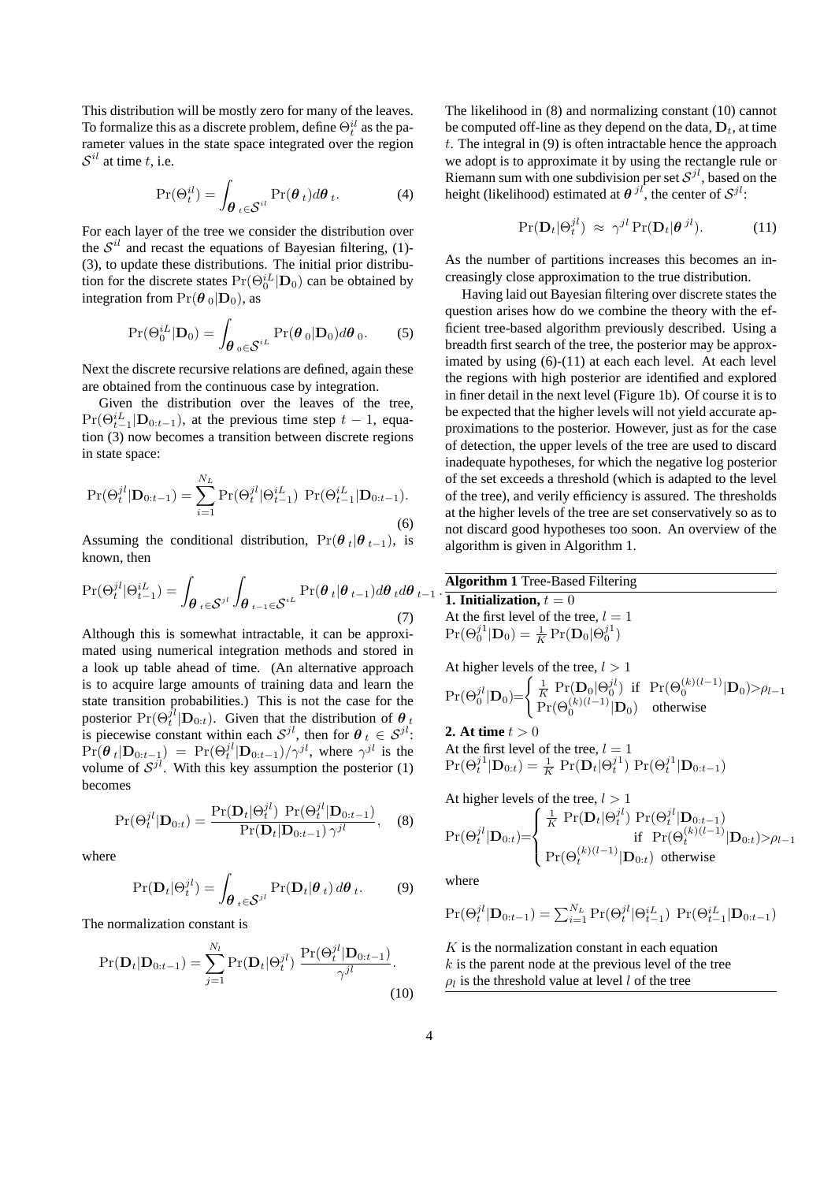This distribution will be mostly zero for many of the leaves. To formalize this as a discrete problem, define $\Theta_t^{il}$ as the parameter values in the state space integrated over the region $\mathcal{S}^{il}$ at time $t$, i.e.

$$\Pr(\Theta_t^{il}) = \int_{\boldsymbol{\theta}_t \in \mathcal{S}^{il}} \Pr(\boldsymbol{\theta}_t) d\boldsymbol{\theta}_t. \tag{4}$$

For each layer of the tree we consider the distribution over the $\mathcal{S}^{il}$ and recast the equations of Bayesian filtering, (1)-(3), to update these distributions. The initial prior distribution for the discrete states $\Pr(\Theta_0^{iL}|\mathbf{D}_0)$ can be obtained by integration from $\Pr(\boldsymbol{\theta}_0|\mathbf{D}_0)$, as

$$\Pr(\Theta_0^{iL}|\mathbf{D}_0) = \int_{\boldsymbol{\theta}_0 \in \mathcal{S}^{iL}} \Pr(\boldsymbol{\theta}_0|\mathbf{D}_0) d\boldsymbol{\theta}_0. \tag{5}$$

Next the discrete recursive relations are defined, again these are obtained from the continuous case by integration.

Given the distribution over the leaves of the tree, $\Pr(\Theta_{t-1}^{iL}|\mathbf{D}_{0:t-1})$, at the previous time step $t-1$, equation (3) now becomes a transition between discrete regions in state space:

$$\Pr(\Theta_t^{jl}|\mathbf{D}_{0:t-1}) = \sum_{i=1}^{N_L} \Pr(\Theta_t^{jl}|\Theta_{t-1}^{iL}) \ \Pr(\Theta_{t-1}^{iL}|\mathbf{D}_{0:t-1}). \tag{6}$$

Assuming the conditional distribution, $\Pr(\boldsymbol{\theta}_t|\boldsymbol{\theta}_{t-1})$, is known, then

$$\Pr(\Theta_t^{jl}|\Theta_{t-1}^{iL}) = \int_{\boldsymbol{\theta}_t \in \mathcal{S}^{jl}} \int_{\boldsymbol{\theta}_{t-1} \in \mathcal{S}^{iL}} \Pr(\boldsymbol{\theta}_t|\boldsymbol{\theta}_{t-1}) d\boldsymbol{\theta}_t d\boldsymbol{\theta}_{t-1}. \tag{7}$$

Although this is somewhat intractable, it can be approximated using numerical integration methods and stored in a look up table ahead of time. (An alternative approach is to acquire large amounts of training data and learn the state transition probabilities.) This is not the case for the posterior $\Pr(\Theta_t^{jl}|\mathbf{D}_{0:t})$. Given that the distribution of $\boldsymbol{\theta}_t$ is piecewise constant within each $\mathcal{S}^{jl}$, then for $\boldsymbol{\theta}_t \in \mathcal{S}^{jl}$: $\Pr(\boldsymbol{\theta}_t|\mathbf{D}_{0:t-1}) = \Pr(\Theta_t^{jl}|\mathbf{D}_{0:t-1})/\gamma^{jl}$, where $\gamma^{jl}$ is the volume of $\mathcal{S}^{jl}$. With this key assumption the posterior (1) becomes

$$\Pr(\Theta_t^{jl}|\mathbf{D}_{0:t}) = \frac{\Pr(\mathbf{D}_t|\Theta_t^{jl}) \ \Pr(\Theta_t^{jl}|\mathbf{D}_{0:t-1})}{\Pr(\mathbf{D}_t|\mathbf{D}_{0:t-1}) \, \gamma^{jl}}, \tag{8}$$

where

$$\Pr(\mathbf{D}_t|\Theta_t^{jl}) = \int_{\boldsymbol{\theta}_t \in \mathcal{S}^{jl}} \Pr(\mathbf{D}_t|\boldsymbol{\theta}_t) \, d\boldsymbol{\theta}_t. \tag{9}$$

The normalization constant is

$$\Pr(\mathbf{D}_t|\mathbf{D}_{0:t-1}) = \sum_{j=1}^{N_l} \Pr(\mathbf{D}_t|\Theta_t^{jl}) \ \frac{\Pr(\Theta_t^{jl}|\mathbf{D}_{0:t-1})}{\gamma^{jl}}. \tag{10}$$

The likelihood in (8) and normalizing constant (10) cannot be computed off-line as they depend on the data, $\mathbf{D}_t$, at time $t$. The integral in (9) is often intractable hence the approach we adopt is to approximate it by using the rectangle rule or Riemann sum with one subdivision per set $\mathcal{S}^{jl}$, based on the height (likelihood) estimated at $\boldsymbol{\theta}^{jl}$, the center of $\mathcal{S}^{jl}$:

$$\Pr(\mathbf{D}_t|\Theta_t^{jl}) \ \approx \ \gamma^{jl} \Pr(\mathbf{D}_t|\boldsymbol{\theta}^{jl}). \tag{11}$$

As the number of partitions increases this becomes an increasingly close approximation to the true distribution.

Having laid out Bayesian filtering over discrete states the question arises how do we combine the theory with the efficient tree-based algorithm previously described. Using a breadth first search of the tree, the posterior may be approximated by using (6)-(11) at each each level. At each level the regions with high posterior are identified and explored in finer detail in the next level (Figure 1b). Of course it is to be expected that the higher levels will not yield accurate approximations to the posterior. However, just as for the case of detection, the upper levels of the tree are used to discard inadequate hypotheses, for which the negative log posterior of the set exceeds a threshold (which is adapted to the level of the tree), and verily efficiency is assured. The thresholds at the higher levels of the tree are set conservatively so as to not discard good hypotheses too soon. An overview of the algorithm is given in Algorithm 1.

---

**Algorithm 1** Tree-Based Filtering

---

**1. Initialization,** $t = 0$

At the first level of the tree, $l = 1$

$\Pr(\Theta_0^{j1}|\mathbf{D}_0) = \frac{1}{K} \Pr(\mathbf{D}_0|\Theta_0^{j1})$

At higher levels of the tree, $l > 1$

$$\Pr(\Theta_0^{jl}|\mathbf{D}_0) = \begin{cases} \frac{1}{K} \ \Pr(\mathbf{D}_0|\Theta_0^{jl}) & \text{if } \ \Pr(\Theta_0^{(k)(l-1)}|\mathbf{D}_0) > \rho_{l-1} \\ \Pr(\Theta_0^{(k)(l-1)}|\mathbf{D}_0) & \text{otherwise} \end{cases}$$

**2. At time** $t > 0$

At the first level of the tree, $l = 1$

$\Pr(\Theta_t^{j1}|\mathbf{D}_{0:t}) = \frac{1}{K} \ \Pr(\mathbf{D}_t|\Theta_t^{j1}) \ \Pr(\Theta_t^{j1}|\mathbf{D}_{0:t-1})$

At higher levels of the tree, $l > 1$

$$\Pr(\Theta_t^{jl}|\mathbf{D}_{0:t}) = \begin{cases} \frac{1}{K} \ \Pr(\mathbf{D}_t|\Theta_t^{jl}) \ \Pr(\Theta_t^{jl}|\mathbf{D}_{0:t-1}) \\ \qquad \qquad \text{if } \ \Pr(\Theta_t^{(k)(l-1)}|\mathbf{D}_{0:t}) > \rho_{l-1} \\ \Pr(\Theta_t^{(k)(l-1)}|\mathbf{D}_{0:t}) \ \text{ otherwise} \end{cases}$$

where

$\Pr(\Theta_t^{jl}|\mathbf{D}_{0:t-1}) = \sum_{i=1}^{N_L} \Pr(\Theta_t^{jl}|\Theta_{t-1}^{iL}) \ \Pr(\Theta_{t-1}^{iL}|\mathbf{D}_{0:t-1})$

$K$ is the normalization constant in each equation

$k$ is the parent node at the previous level of the tree

$\rho_l$ is the threshold value at level $l$ of the tree

---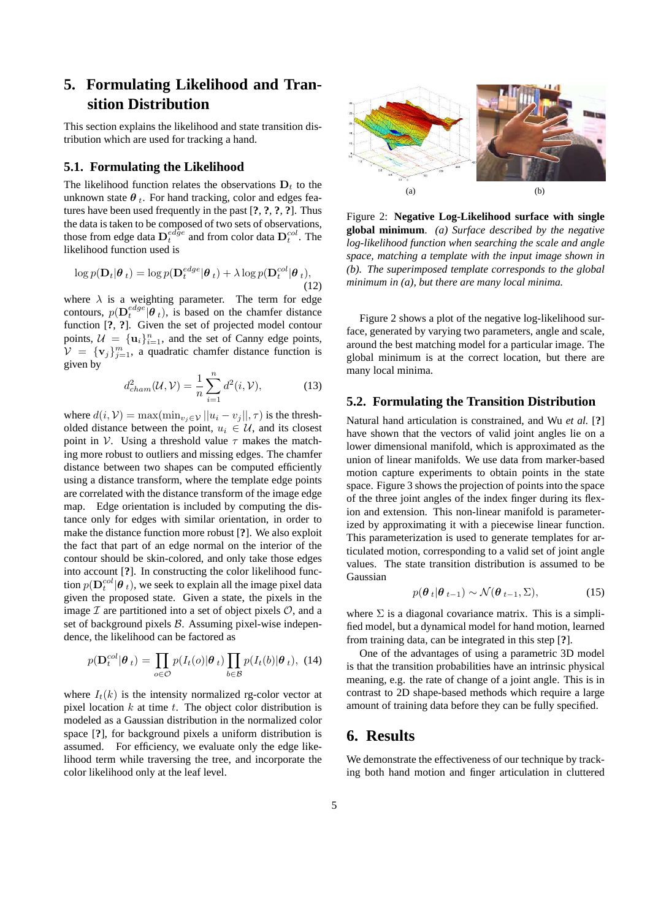# 5. Formulating Likelihood and Transition Distribution

This section explains the likelihood and state transition distribution which are used for tracking a hand.

## 5.1. Formulating the Likelihood

The likelihood function relates the observations $\mathbf{D}_t$ to the unknown state $\boldsymbol{\theta}_t$. For hand tracking, color and edges features have been used frequently in the past [?, ?, ?, ?]. Thus the data is taken to be composed of two sets of observations, those from edge data $\mathbf{D}_t^{edge}$ and from color data $\mathbf{D}_t^{col}$. The likelihood function used is

$$\log p(\mathbf{D}_t|\boldsymbol{\theta}_t) = \log p(\mathbf{D}_t^{edge}|\boldsymbol{\theta}_t) + \lambda \log p(\mathbf{D}_t^{col}|\boldsymbol{\theta}_t), \tag{12}$$

where $\lambda$ is a weighting parameter. The term for edge contours, $p(\mathbf{D}_t^{edge}|\boldsymbol{\theta}_t)$, is based on the chamfer distance function [?, ?]. Given the set of projected model contour points, $\mathcal{U} = \{\mathbf{u}_i\}_{i=1}^n$, and the set of Canny edge points, $\mathcal{V} = \{\mathbf{v}_j\}_{j=1}^m$, a quadratic chamfer distance function is given by

$$d_{cham}^2(\mathcal{U}, \mathcal{V}) = \frac{1}{n}\sum_{i=1}^{n} d^2(i, \mathcal{V}), \tag{13}$$

where $d(i, \mathcal{V}) = \max(\min_{v_j \in \mathcal{V}} ||u_i - v_j||, \tau)$ is the thresholded distance between the point, $u_i \in \mathcal{U}$, and its closest point in $\mathcal{V}$. Using a threshold value $\tau$ makes the matching more robust to outliers and missing edges. The chamfer distance between two shapes can be computed efficiently using a distance transform, where the template edge points are correlated with the distance transform of the image edge map. Edge orientation is included by computing the distance only for edges with similar orientation, in order to make the distance function more robust [?]. We also exploit the fact that part of an edge normal on the interior of the contour should be skin-colored, and only take those edges into account [?]. In constructing the color likelihood function $p(\mathbf{D}_t^{col}|\boldsymbol{\theta}_t)$, we seek to explain all the image pixel data given the proposed state. Given a state, the pixels in the image $\mathcal{I}$ are partitioned into a set of object pixels $\mathcal{O}$, and a set of background pixels $\mathcal{B}$. Assuming pixel-wise independence, the likelihood can be factored as

$$p(\mathbf{D}_t^{col}|\boldsymbol{\theta}_t) = \prod_{o \in \mathcal{O}} p(I_t(o)|\boldsymbol{\theta}_t) \prod_{b \in \mathcal{B}} p(I_t(b)|\boldsymbol{\theta}_t), \tag{14}$$

where $I_t(k)$ is the intensity normalized rg-color vector at pixel location $k$ at time $t$. The object color distribution is modeled as a Gaussian distribution in the normalized color space [?], for background pixels a uniform distribution is assumed. For efficiency, we evaluate only the edge likelihood term while traversing the tree, and incorporate the color likelihood only at the leaf level.

(a) (b)

Figure 2: **Negative Log-Likelihood surface with single global minimum**. *(a) Surface described by the negative log-likelihood function when searching the scale and angle space, matching a template with the input image shown in (b). The superimposed template corresponds to the global minimum in (a), but there are many local minima.*

Figure 2 shows a plot of the negative log-likelihood surface, generated by varying two parameters, angle and scale, around the best matching model for a particular image. The global minimum is at the correct location, but there are many local minima.

## 5.2. Formulating the Transition Distribution

Natural hand articulation is constrained, and Wu *et al.* [?] have shown that the vectors of valid joint angles lie on a lower dimensional manifold, which is approximated as the union of linear manifolds. We use data from marker-based motion capture experiments to obtain points in the state space. Figure 3 shows the projection of points into the space of the three joint angles of the index finger during its flexion and extension. This non-linear manifold is parameterized by approximating it with a piecewise linear function. This parameterization is used to generate templates for articulated motion, corresponding to a valid set of joint angle values. The state transition distribution is assumed to be Gaussian

$$p(\boldsymbol{\theta}_t|\boldsymbol{\theta}_{t-1}) \sim \mathcal{N}(\boldsymbol{\theta}_{t-1}, \Sigma), \tag{15}$$

where $\Sigma$ is a diagonal covariance matrix. This is a simplified model, but a dynamical model for hand motion, learned from training data, can be integrated in this step [?].

One of the advantages of using a parametric 3D model is that the transition probabilities have an intrinsic physical meaning, e.g. the rate of change of a joint angle. This is in contrast to 2D shape-based methods which require a large amount of training data before they can be fully specified.

# 6. Results

We demonstrate the effectiveness of our technique by tracking both hand motion and finger articulation in cluttered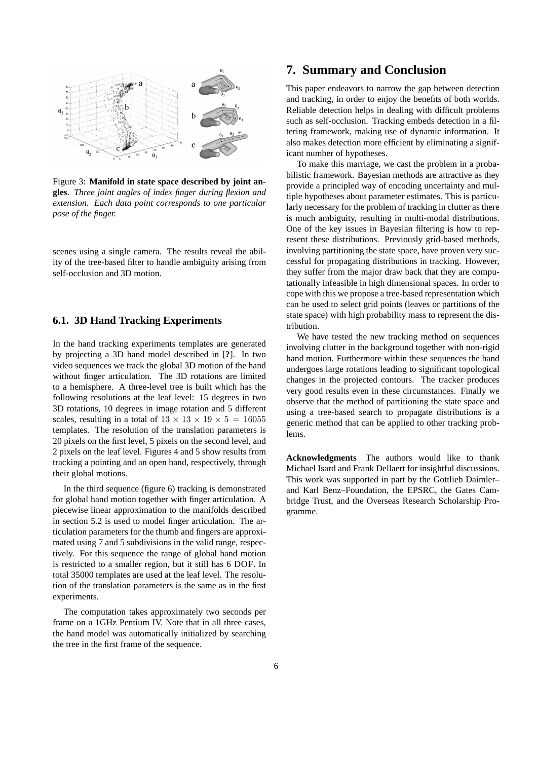Figure 3: **Manifold in state space described by joint angles**. *Three joint angles of index finger during flexion and extension. Each data point corresponds to one particular pose of the finger.*

scenes using a single camera. The results reveal the ability of the tree-based filter to handle ambiguity arising from self-occlusion and 3D motion.

### 6.1. 3D Hand Tracking Experiments

In the hand tracking experiments templates are generated by projecting a 3D hand model described in [**?**]. In two video sequences we track the global 3D motion of the hand without finger articulation. The 3D rotations are limited to a hemisphere. A three-level tree is built which has the following resolutions at the leaf level: 15 degrees in two 3D rotations, 10 degrees in image rotation and 5 different scales, resulting in a total of $13 \times 13 \times 19 \times 5 = 16055$ templates. The resolution of the translation parameters is 20 pixels on the first level, 5 pixels on the second level, and 2 pixels on the leaf level. Figures 4 and 5 show results from tracking a pointing and an open hand, respectively, through their global motions.

In the third sequence (figure 6) tracking is demonstrated for global hand motion together with finger articulation. A piecewise linear approximation to the manifolds described in section 5.2 is used to model finger articulation. The articulation parameters for the thumb and fingers are approximated using 7 and 5 subdivisions in the valid range, respectively. For this sequence the range of global hand motion is restricted to a smaller region, but it still has 6 DOF. In total 35000 templates are used at the leaf level. The resolution of the translation parameters is the same as in the first experiments.

The computation takes approximately two seconds per frame on a 1GHz Pentium IV. Note that in all three cases, the hand model was automatically initialized by searching the tree in the first frame of the sequence.

## 7. Summary and Conclusion

This paper endeavors to narrow the gap between detection and tracking, in order to enjoy the benefits of both worlds. Reliable detection helps in dealing with difficult problems such as self-occlusion. Tracking embeds detection in a filtering framework, making use of dynamic information. It also makes detection more efficient by eliminating a significant number of hypotheses.

To make this marriage, we cast the problem in a probabilistic framework. Bayesian methods are attractive as they provide a principled way of encoding uncertainty and multiple hypotheses about parameter estimates. This is particularly necessary for the problem of tracking in clutter as there is much ambiguity, resulting in multi-modal distributions. One of the key issues in Bayesian filtering is how to represent these distributions. Previously grid-based methods, involving partitioning the state space, have proven very successful for propagating distributions in tracking. However, they suffer from the major draw back that they are computationally infeasible in high dimensional spaces. In order to cope with this we propose a tree-based representation which can be used to select grid points (leaves or partitions of the state space) with high probability mass to represent the distribution.

We have tested the new tracking method on sequences involving clutter in the background together with non-rigid hand motion. Furthermore within these sequences the hand undergoes large rotations leading to significant topological changes in the projected contours. The tracker produces very good results even in these circumstances. Finally we observe that the method of partitioning the state space and using a tree-based search to propagate distributions is a generic method that can be applied to other tracking problems.

**Acknowledgments** The authors would like to thank Michael Isard and Frank Dellaert for insightful discussions. This work was supported in part by the Gottlieb Daimler– and Karl Benz–Foundation, the EPSRC, the Gates Cambridge Trust, and the Overseas Research Scholarship Programme.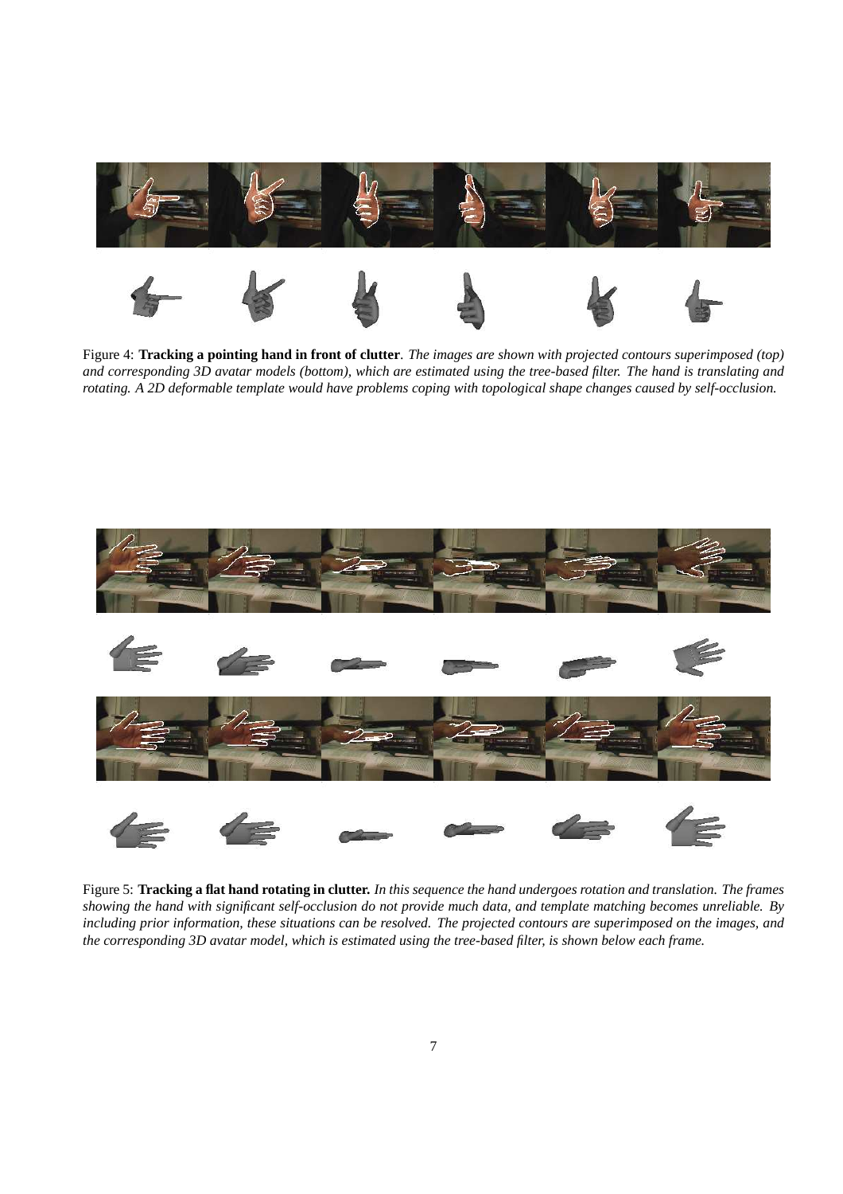Figure 4: **Tracking a pointing hand in front of clutter**. *The images are shown with projected contours superimposed (top) and corresponding 3D avatar models (bottom), which are estimated using the tree-based filter. The hand is translating and rotating. A 2D deformable template would have problems coping with topological shape changes caused by self-occlusion.*

Figure 5: **Tracking a flat hand rotating in clutter.** *In this sequence the hand undergoes rotation and translation. The frames showing the hand with significant self-occlusion do not provide much data, and template matching becomes unreliable. By including prior information, these situations can be resolved. The projected contours are superimposed on the images, and the corresponding 3D avatar model, which is estimated using the tree-based filter, is shown below each frame.*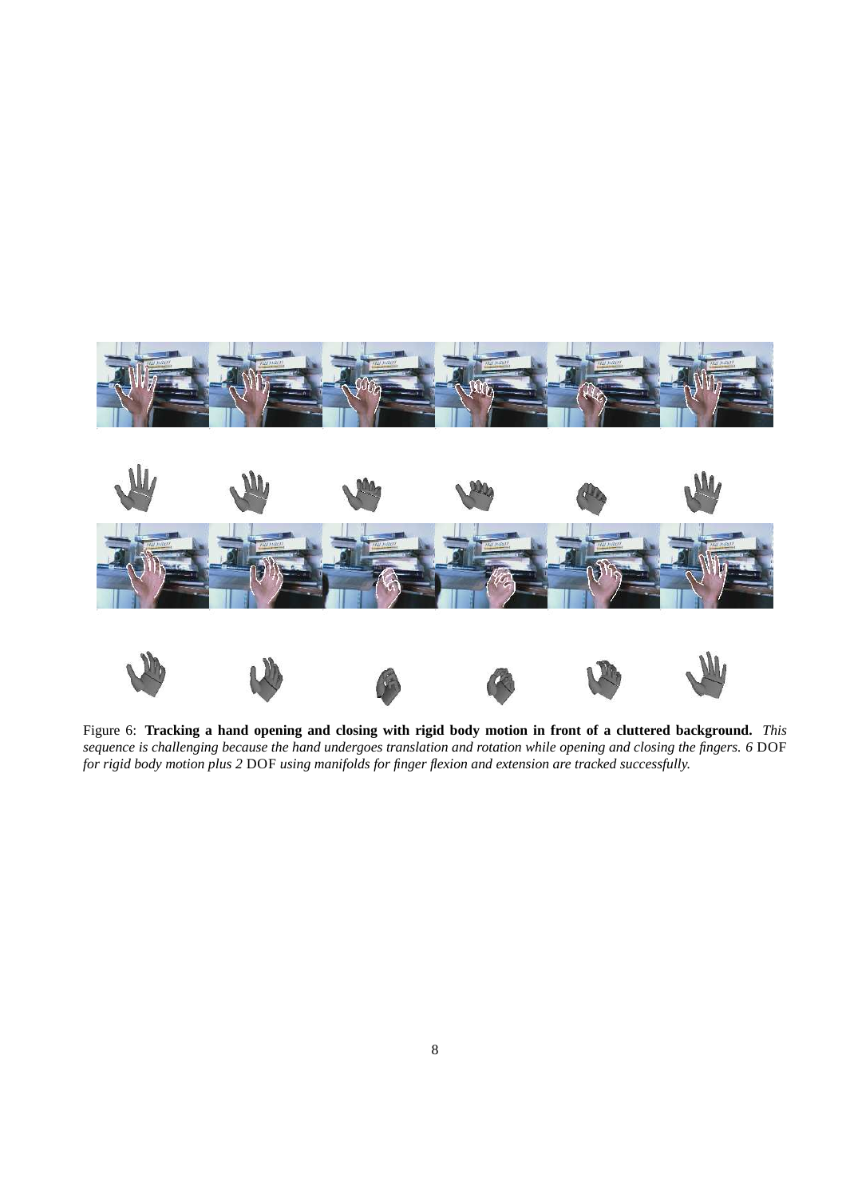Figure 6: **Tracking a hand opening and closing with rigid body motion in front of a cluttered background.** *This sequence is challenging because the hand undergoes translation and rotation while opening and closing the fingers. 6* DOF *for rigid body motion plus 2* DOF *using manifolds for finger flexion and extension are tracked successfully.*